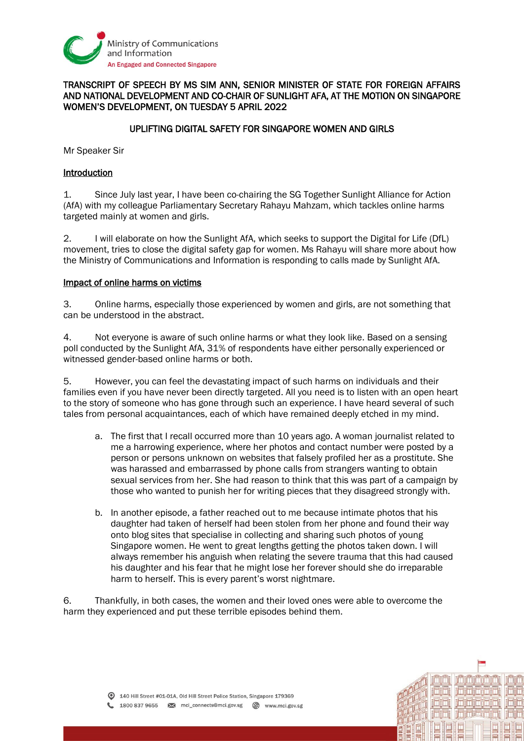TRANSCRIPT OF SPEECH BY MS SIM ANN, SENIOR MINISTER OF STATE FOR FOREIGN AFFAIRS AND NATIONAL DEVELOPMENT AND CO-CHAIR OF SUNLIGHT AFA, AT THE MOTION ON SINGAPORE WOMEN'S DEVELOPMENT, ON TUESDAY 5 APRIL 2022

# UPLIFTING DIGITAL SAFETY FOR SINGAPORE WOMEN AND GIRLS

Mr Speaker Sir

## Introduction

1. Since July last year, I have been co-chairing the SG Together Sunlight Alliance for Action (AfA) with my colleague Parliamentary Secretary Rahayu Mahzam, which tackles online harms targeted mainly at women and girls.

2. I will elaborate on how the Sunlight AfA, which seeks to support the Digital for Life (DfL) movement, tries to close the digital safety gap for women. Ms Rahayu will share more about how the Ministry of Communications and Information is responding to calls made by Sunlight AfA.

## Impact of online harms on victims

3. Online harms, especially those experienced by women and girls, are not something that can be understood in the abstract.

4. Not everyone is aware of such online harms or what they look like. Based on a sensing poll conducted by the Sunlight AfA, 31% of respondents have either personally experienced or witnessed gender-based online harms or both.

5. However, you can feel the devastating impact of such harms on individuals and their families even if you have never been directly targeted. All you need is to listen with an open heart to the story of someone who has gone through such an experience. I have heard several of such tales from personal acquaintances, each of which have remained deeply etched in my mind.

   a. The first that I recall occurred more than 10 years ago. A woman journalist related to me a harrowing experience, where her photos and contact number were posted by a person or persons unknown on websites that falsely profiled her as a prostitute. She was harassed and embarrassed by phone calls from strangers wanting to obtain sexual services from her. She had reason to think that this was part of a campaign by those who wanted to punish her for writing pieces that they disagreed strongly with.

   b. In another episode, a father reached out to me because intimate photos that his daughter had taken of herself had been stolen from her phone and found their way onto blog sites that specialise in collecting and sharing such photos of young Singapore women. He went to great lengths getting the photos taken down. I will always remember his anguish when relating the severe trauma that this had caused his daughter and his fear that he might lose her forever should she do irreparable harm to herself. This is every parent's worst nightmare.

6. Thankfully, in both cases, the women and their loved ones were able to overcome the harm they experienced and put these terrible episodes behind them.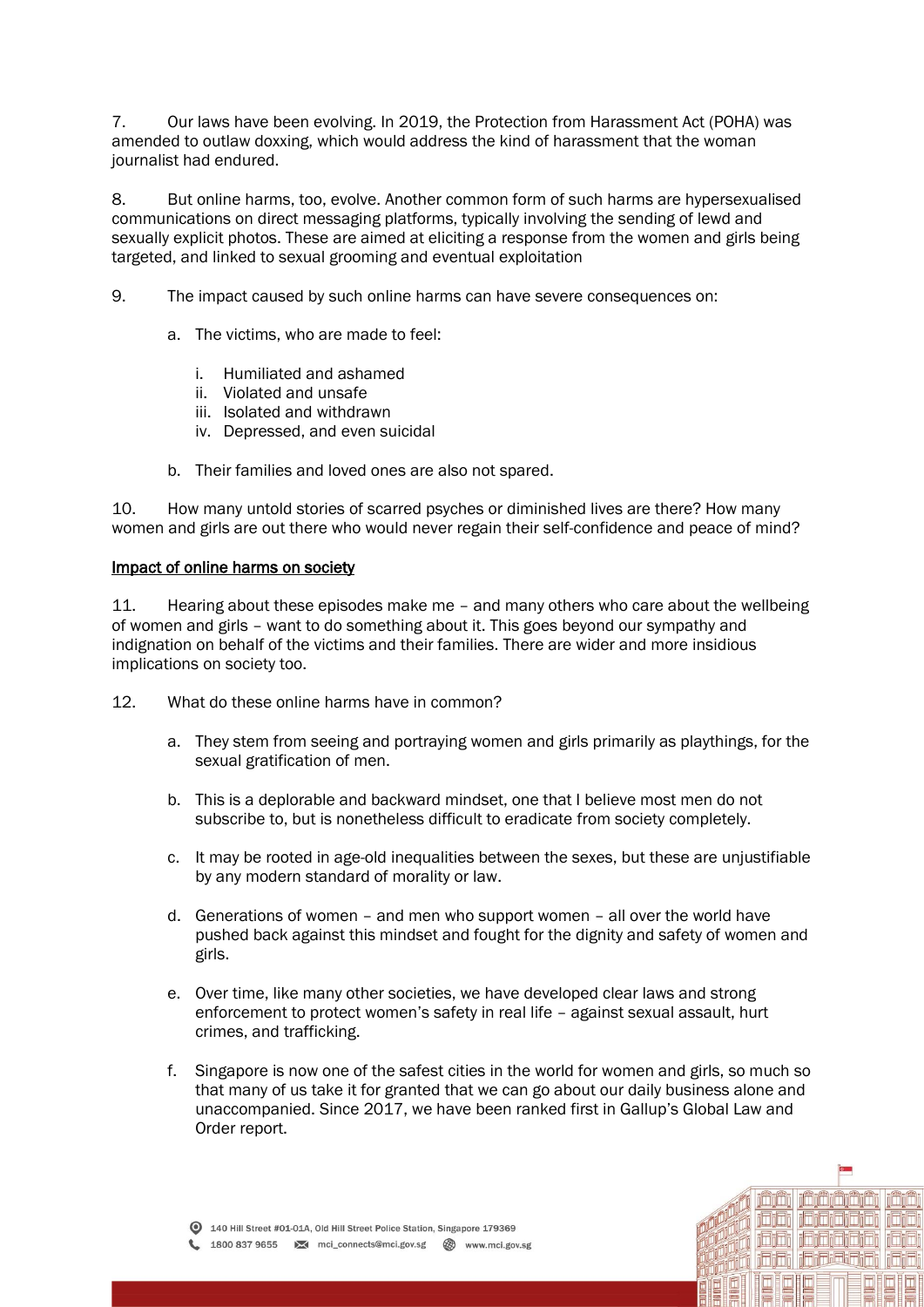7. Our laws have been evolving. In 2019, the Protection from Harassment Act (POHA) was amended to outlaw doxxing, which would address the kind of harassment that the woman journalist had endured.

8. But online harms, too, evolve. Another common form of such harms are hypersexualised communications on direct messaging platforms, typically involving the sending of lewd and sexually explicit photos. These are aimed at eliciting a response from the women and girls being targeted, and linked to sexual grooming and eventual exploitation

9. The impact caused by such online harms can have severe consequences on:

   a. The victims, who are made to feel:

      i. Humiliated and ashamed
      ii. Violated and unsafe
      iii. Isolated and withdrawn
      iv. Depressed, and even suicidal

   b. Their families and loved ones are also not spared.

10. How many untold stories of scarred psyches or diminished lives are there? How many women and girls are out there who would never regain their self-confidence and peace of mind?

<u>Impact of online harms on society</u>

11. Hearing about these episodes make me – and many others who care about the wellbeing of women and girls – want to do something about it. This goes beyond our sympathy and indignation on behalf of the victims and their families. There are wider and more insidious implications on society too.

12. What do these online harms have in common?

   a. They stem from seeing and portraying women and girls primarily as playthings, for the sexual gratification of men.

   b. This is a deplorable and backward mindset, one that I believe most men do not subscribe to, but is nonetheless difficult to eradicate from society completely.

   c. It may be rooted in age-old inequalities between the sexes, but these are unjustifiable by any modern standard of morality or law.

   d. Generations of women – and men who support women – all over the world have pushed back against this mindset and fought for the dignity and safety of women and girls.

   e. Over time, like many other societies, we have developed clear laws and strong enforcement to protect women's safety in real life – against sexual assault, hurt crimes, and trafficking.

   f. Singapore is now one of the safest cities in the world for women and girls, so much so that many of us take it for granted that we can go about our daily business alone and unaccompanied. Since 2017, we have been ranked first in Gallup's Global Law and Order report.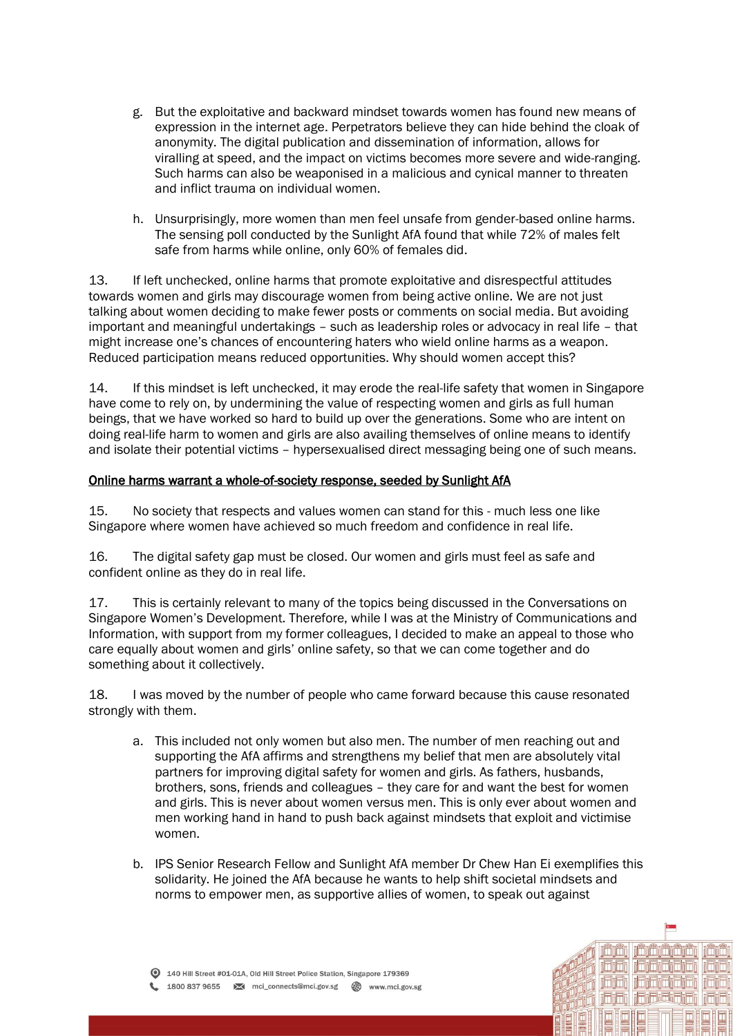g. But the exploitative and backward mindset towards women has found new means of expression in the internet age. Perpetrators believe they can hide behind the cloak of anonymity. The digital publication and dissemination of information, allows for viralling at speed, and the impact on victims becomes more severe and wide-ranging. Such harms can also be weaponised in a malicious and cynical manner to threaten and inflict trauma on individual women.

h. Unsurprisingly, more women than men feel unsafe from gender-based online harms. The sensing poll conducted by the Sunlight AfA found that while 72% of males felt safe from harms while online, only 60% of females did.

13. If left unchecked, online harms that promote exploitative and disrespectful attitudes towards women and girls may discourage women from being active online. We are not just talking about women deciding to make fewer posts or comments on social media. But avoiding important and meaningful undertakings – such as leadership roles or advocacy in real life – that might increase one's chances of encountering haters who wield online harms as a weapon. Reduced participation means reduced opportunities. Why should women accept this?

14. If this mindset is left unchecked, it may erode the real-life safety that women in Singapore have come to rely on, by undermining the value of respecting women and girls as full human beings, that we have worked so hard to build up over the generations. Some who are intent on doing real-life harm to women and girls are also availing themselves of online means to identify and isolate their potential victims – hypersexualised direct messaging being one of such means.

## Online harms warrant a whole-of-society response, seeded by Sunlight AfA

15. No society that respects and values women can stand for this - much less one like Singapore where women have achieved so much freedom and confidence in real life.

16. The digital safety gap must be closed. Our women and girls must feel as safe and confident online as they do in real life.

17. This is certainly relevant to many of the topics being discussed in the Conversations on Singapore Women's Development. Therefore, while I was at the Ministry of Communications and Information, with support from my former colleagues, I decided to make an appeal to those who care equally about women and girls' online safety, so that we can come together and do something about it collectively.

18. I was moved by the number of people who came forward because this cause resonated strongly with them.

a. This included not only women but also men. The number of men reaching out and supporting the AfA affirms and strengthens my belief that men are absolutely vital partners for improving digital safety for women and girls. As fathers, husbands, brothers, sons, friends and colleagues – they care for and want the best for women and girls. This is never about women versus men. This is only ever about women and men working hand in hand to push back against mindsets that exploit and victimise women.

b. IPS Senior Research Fellow and Sunlight AfA member Dr Chew Han Ei exemplifies this solidarity. He joined the AfA because he wants to help shift societal mindsets and norms to empower men, as supportive allies of women, to speak out against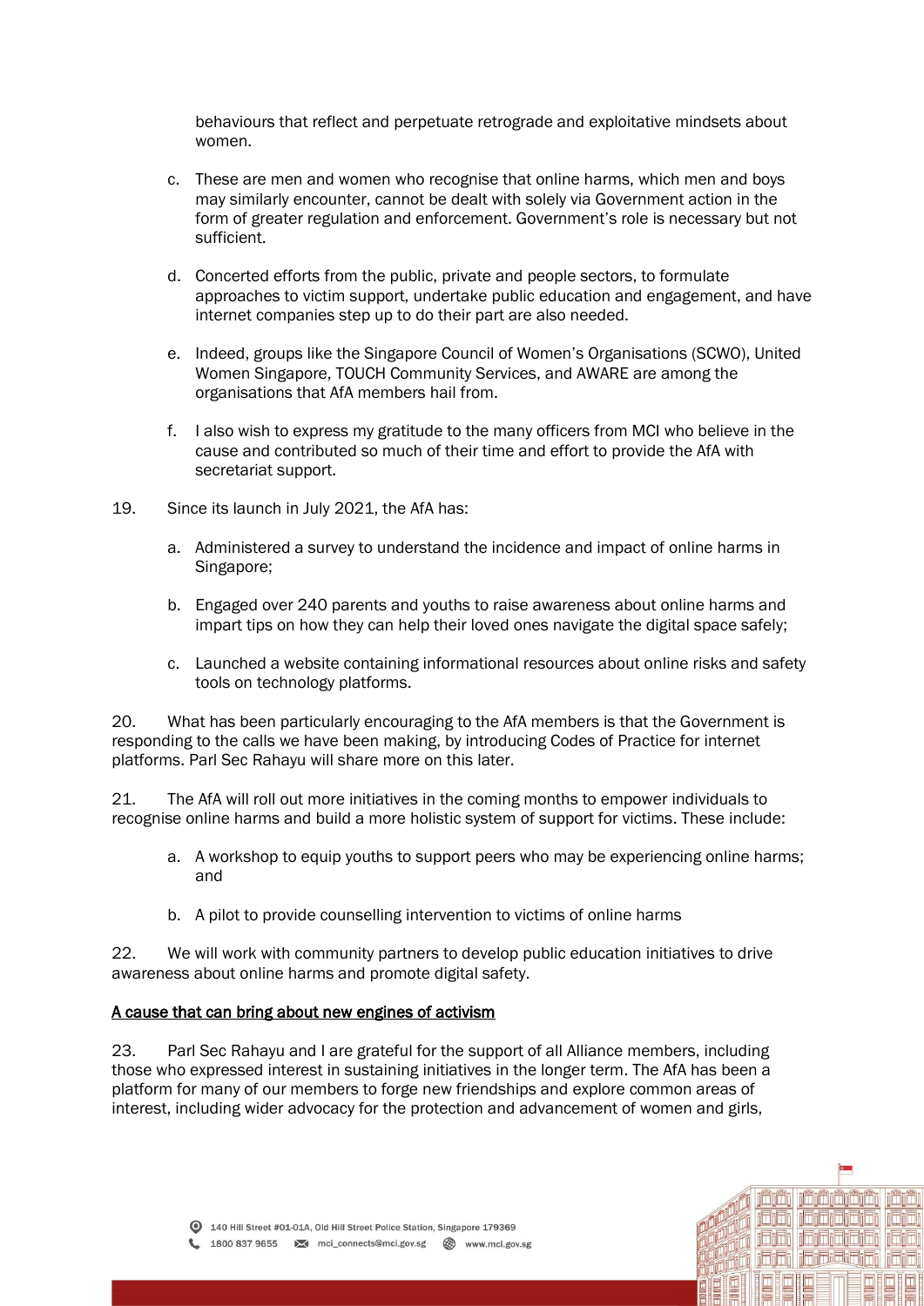behaviours that reflect and perpetuate retrograde and exploitative mindsets about women.

c. These are men and women who recognise that online harms, which men and boys may similarly encounter, cannot be dealt with solely via Government action in the form of greater regulation and enforcement. Government's role is necessary but not sufficient.

d. Concerted efforts from the public, private and people sectors, to formulate approaches to victim support, undertake public education and engagement, and have internet companies step up to do their part are also needed.

e. Indeed, groups like the Singapore Council of Women's Organisations (SCWO), United Women Singapore, TOUCH Community Services, and AWARE are among the organisations that AfA members hail from.

f. I also wish to express my gratitude to the many officers from MCI who believe in the cause and contributed so much of their time and effort to provide the AfA with secretariat support.

19. Since its launch in July 2021, the AfA has:

a. Administered a survey to understand the incidence and impact of online harms in Singapore;

b. Engaged over 240 parents and youths to raise awareness about online harms and impart tips on how they can help their loved ones navigate the digital space safely;

c. Launched a website containing informational resources about online risks and safety tools on technology platforms.

20. What has been particularly encouraging to the AfA members is that the Government is responding to the calls we have been making, by introducing Codes of Practice for internet platforms. Parl Sec Rahayu will share more on this later.

21. The AfA will roll out more initiatives in the coming months to empower individuals to recognise online harms and build a more holistic system of support for victims. These include:

a. A workshop to equip youths to support peers who may be experiencing online harms; and

b. A pilot to provide counselling intervention to victims of online harms

22. We will work with community partners to develop public education initiatives to drive awareness about online harms and promote digital safety.

## A cause that can bring about new engines of activism

23. Parl Sec Rahayu and I are grateful for the support of all Alliance members, including those who expressed interest in sustaining initiatives in the longer term. The AfA has been a platform for many of our members to forge new friendships and explore common areas of interest, including wider advocacy for the protection and advancement of women and girls,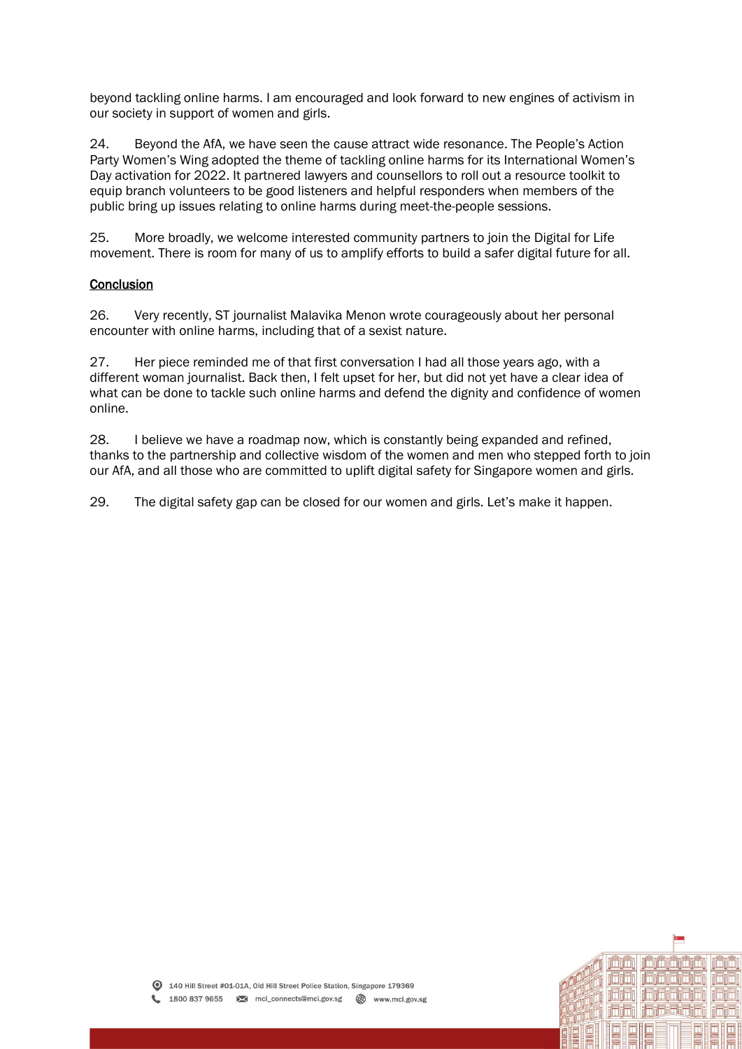beyond tackling online harms. I am encouraged and look forward to new engines of activism in our society in support of women and girls.

24. Beyond the AfA, we have seen the cause attract wide resonance. The People's Action Party Women's Wing adopted the theme of tackling online harms for its International Women's Day activation for 2022. It partnered lawyers and counsellors to roll out a resource toolkit to equip branch volunteers to be good listeners and helpful responders when members of the public bring up issues relating to online harms during meet-the-people sessions.

25. More broadly, we welcome interested community partners to join the Digital for Life movement. There is room for many of us to amplify efforts to build a safer digital future for all.

## Conclusion

26. Very recently, ST journalist Malavika Menon wrote courageously about her personal encounter with online harms, including that of a sexist nature.

27. Her piece reminded me of that first conversation I had all those years ago, with a different woman journalist. Back then, I felt upset for her, but did not yet have a clear idea of what can be done to tackle such online harms and defend the dignity and confidence of women online.

28. I believe we have a roadmap now, which is constantly being expanded and refined, thanks to the partnership and collective wisdom of the women and men who stepped forth to join our AfA, and all those who are committed to uplift digital safety for Singapore women and girls.

29. The digital safety gap can be closed for our women and girls. Let's make it happen.